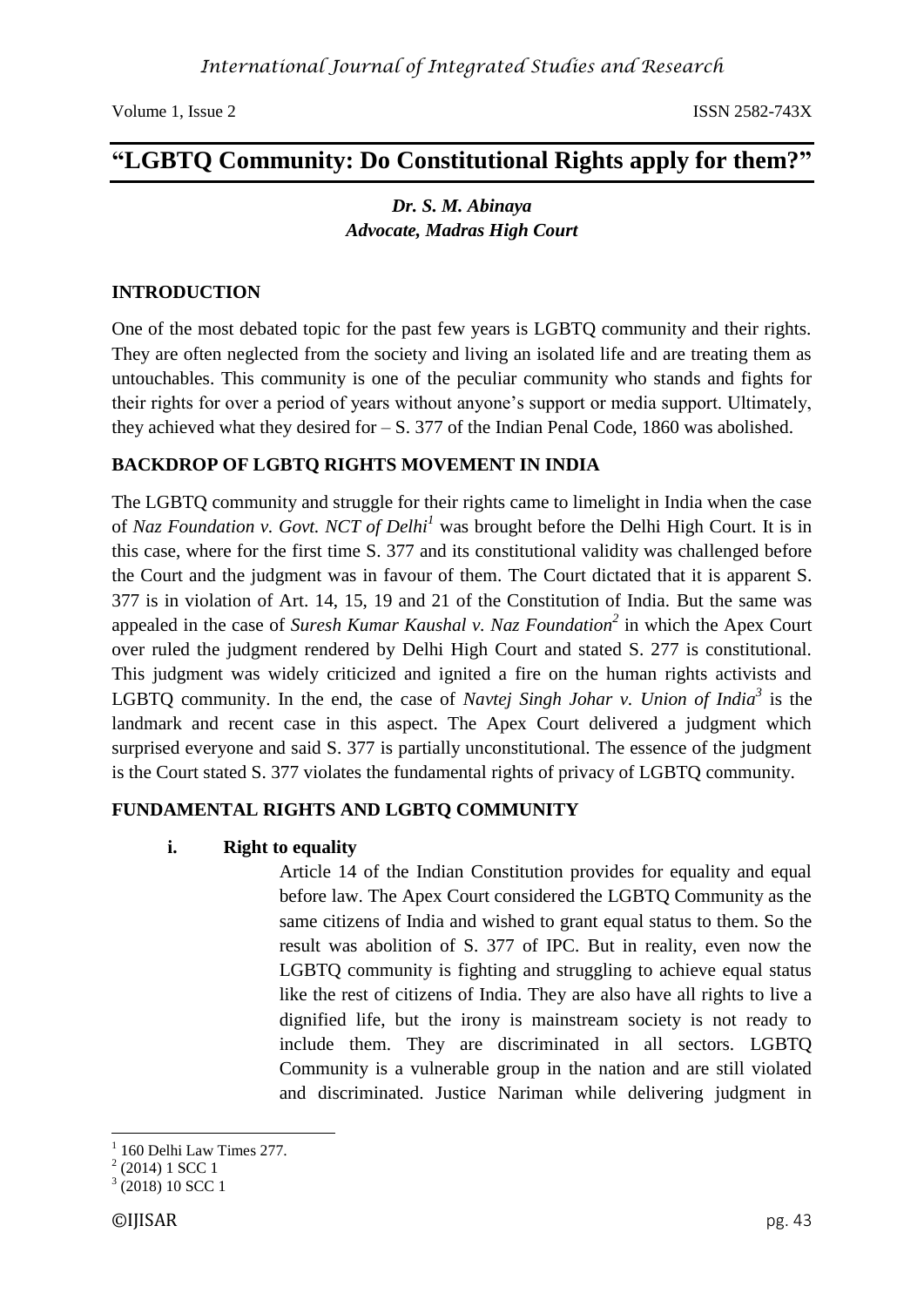# "LGBTQ Community: Do Constitutional Rights apply for them?"

***Dr. S. M. Abinaya***
***Advocate, Madras High Court***

## INTRODUCTION

One of the most debated topic for the past few years is LGBTQ community and their rights. They are often neglected from the society and living an isolated life and are treating them as untouchables. This community is one of the peculiar community who stands and fights for their rights for over a period of years without anyone's support or media support. Ultimately, they achieved what they desired for – S. 377 of the Indian Penal Code, 1860 was abolished.

## BACKDROP OF LGBTQ RIGHTS MOVEMENT IN INDIA

The LGBTQ community and struggle for their rights came to limelight in India when the case of *Naz Foundation v. Govt. NCT of Delhi*[1] was brought before the Delhi High Court. It is in this case, where for the first time S. 377 and its constitutional validity was challenged before the Court and the judgment was in favour of them. The Court dictated that it is apparent S. 377 is in violation of Art. 14, 15, 19 and 21 of the Constitution of India. But the same was appealed in the case of *Suresh Kumar Kaushal v. Naz Foundation*[2] in which the Apex Court over ruled the judgment rendered by Delhi High Court and stated S. 277 is constitutional. This judgment was widely criticized and ignited a fire on the human rights activists and LGBTQ community. In the end, the case of *Navtej Singh Johar v. Union of India*[3] is the landmark and recent case in this aspect. The Apex Court delivered a judgment which surprised everyone and said S. 377 is partially unconstitutional. The essence of the judgment is the Court stated S. 377 violates the fundamental rights of privacy of LGBTQ community.

## FUNDAMENTAL RIGHTS AND LGBTQ COMMUNITY

### i. Right to equality

Article 14 of the Indian Constitution provides for equality and equal before law. The Apex Court considered the LGBTQ Community as the same citizens of India and wished to grant equal status to them. So the result was abolition of S. 377 of IPC. But in reality, even now the LGBTQ community is fighting and struggling to achieve equal status like the rest of citizens of India. They are also have all rights to live a dignified life, but the irony is mainstream society is not ready to include them. They are discriminated in all sectors. LGBTQ Community is a vulnerable group in the nation and are still violated and discriminated. Justice Nariman while delivering judgment in

---

[1] 160 Delhi Law Times 277.
[2] (2014) 1 SCC 1
[3] (2018) 10 SCC 1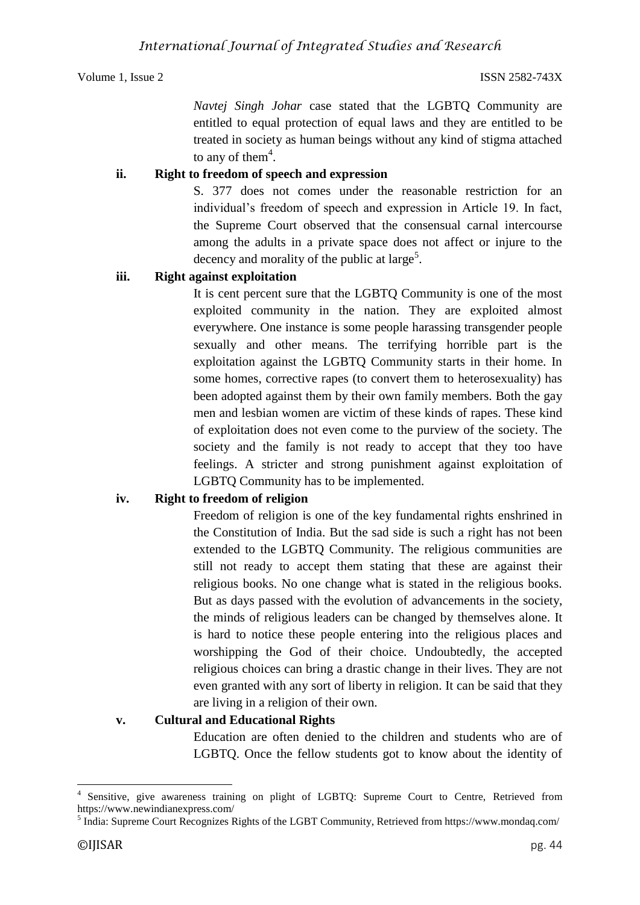*Navtej Singh Johar* case stated that the LGBTQ Community are entitled to equal protection of equal laws and they are entitled to be treated in society as human beings without any kind of stigma attached to any of them[4].

**ii. Right to freedom of speech and expression**

S. 377 does not comes under the reasonable restriction for an individual's freedom of speech and expression in Article 19. In fact, the Supreme Court observed that the consensual carnal intercourse among the adults in a private space does not affect or injure to the decency and morality of the public at large[5].

**iii. Right against exploitation**

It is cent percent sure that the LGBTQ Community is one of the most exploited community in the nation. They are exploited almost everywhere. One instance is some people harassing transgender people sexually and other means. The terrifying horrible part is the exploitation against the LGBTQ Community starts in their home. In some homes, corrective rapes (to convert them to heterosexuality) has been adopted against them by their own family members. Both the gay men and lesbian women are victim of these kinds of rapes. These kind of exploitation does not even come to the purview of the society. The society and the family is not ready to accept that they too have feelings. A stricter and strong punishment against exploitation of LGBTQ Community has to be implemented.

**iv. Right to freedom of religion**

Freedom of religion is one of the key fundamental rights enshrined in the Constitution of India. But the sad side is such a right has not been extended to the LGBTQ Community. The religious communities are still not ready to accept them stating that these are against their religious books. No one change what is stated in the religious books. But as days passed with the evolution of advancements in the society, the minds of religious leaders can be changed by themselves alone. It is hard to notice these people entering into the religious places and worshipping the God of their choice. Undoubtedly, the accepted religious choices can bring a drastic change in their lives. They are not even granted with any sort of liberty in religion. It can be said that they are living in a religion of their own.

**v. Cultural and Educational Rights**

Education are often denied to the children and students who are of LGBTQ. Once the fellow students got to know about the identity of

---

[4] Sensitive, give awareness training on plight of LGBTQ: Supreme Court to Centre, Retrieved from https://www.newindianexpress.com/

[5] India: Supreme Court Recognizes Rights of the LGBT Community, Retrieved from https://www.mondaq.com/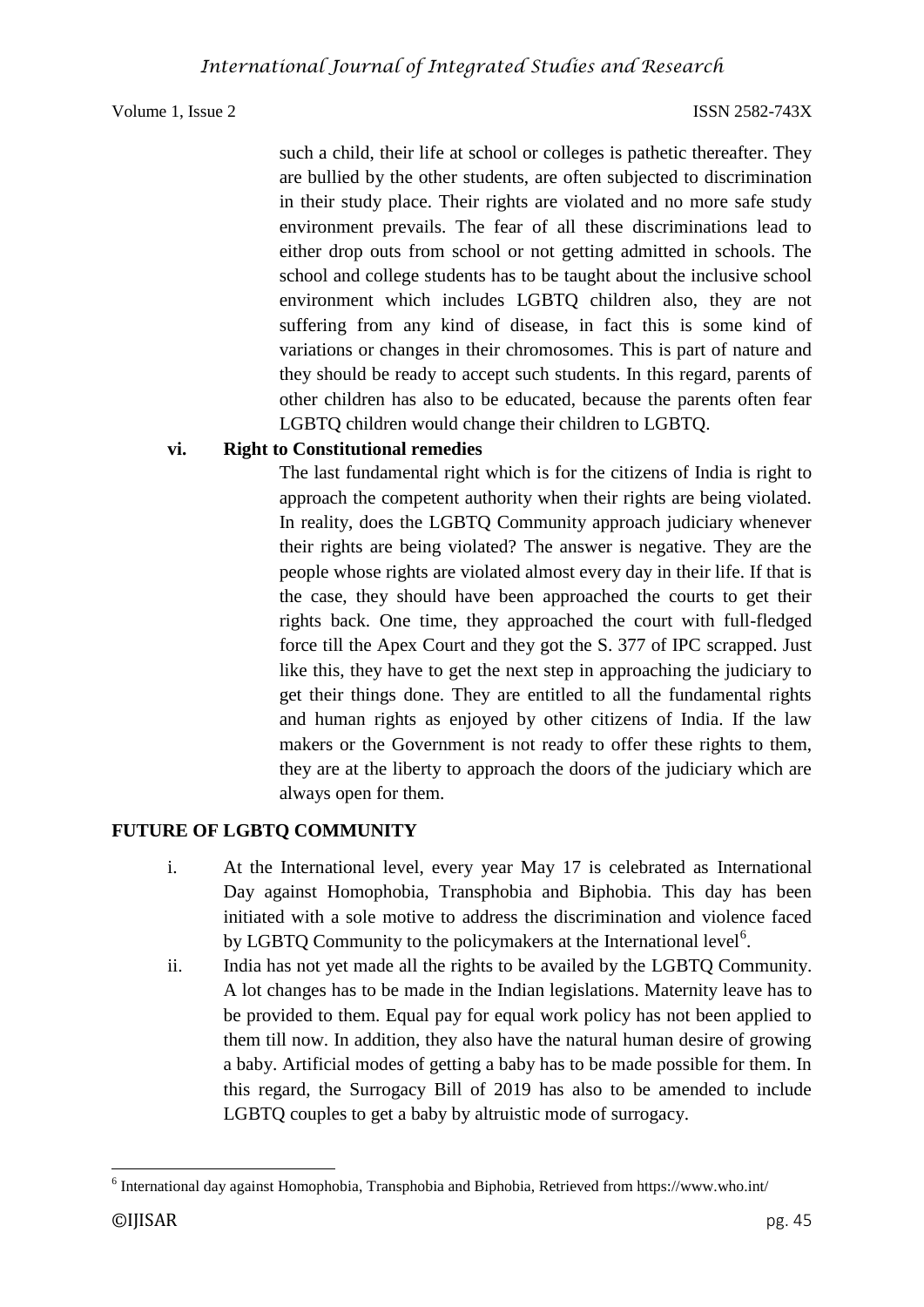such a child, their life at school or colleges is pathetic thereafter. They are bullied by the other students, are often subjected to discrimination in their study place. Their rights are violated and no more safe study environment prevails. The fear of all these discriminations lead to either drop outs from school or not getting admitted in schools. The school and college students has to be taught about the inclusive school environment which includes LGBTQ children also, they are not suffering from any kind of disease, in fact this is some kind of variations or changes in their chromosomes. This is part of nature and they should be ready to accept such students. In this regard, parents of other children has also to be educated, because the parents often fear LGBTQ children would change their children to LGBTQ.

**vi. Right to Constitutional remedies**

The last fundamental right which is for the citizens of India is right to approach the competent authority when their rights are being violated. In reality, does the LGBTQ Community approach judiciary whenever their rights are being violated? The answer is negative. They are the people whose rights are violated almost every day in their life. If that is the case, they should have been approached the courts to get their rights back. One time, they approached the court with full-fledged force till the Apex Court and they got the S. 377 of IPC scrapped. Just like this, they have to get the next step in approaching the judiciary to get their things done. They are entitled to all the fundamental rights and human rights as enjoyed by other citizens of India. If the law makers or the Government is not ready to offer these rights to them, they are at the liberty to approach the doors of the judiciary which are always open for them.

## FUTURE OF LGBTQ COMMUNITY

i. At the International level, every year May 17 is celebrated as International Day against Homophobia, Transphobia and Biphobia. This day has been initiated with a sole motive to address the discrimination and violence faced by LGBTQ Community to the policymakers at the International level[6].

ii. India has not yet made all the rights to be availed by the LGBTQ Community. A lot changes has to be made in the Indian legislations. Maternity leave has to be provided to them. Equal pay for equal work policy has not been applied to them till now. In addition, they also have the natural human desire of growing a baby. Artificial modes of getting a baby has to be made possible for them. In this regard, the Surrogacy Bill of 2019 has also to be amended to include LGBTQ couples to get a baby by altruistic mode of surrogacy.

---

[6] International day against Homophobia, Transphobia and Biphobia, Retrieved from https://www.who.int/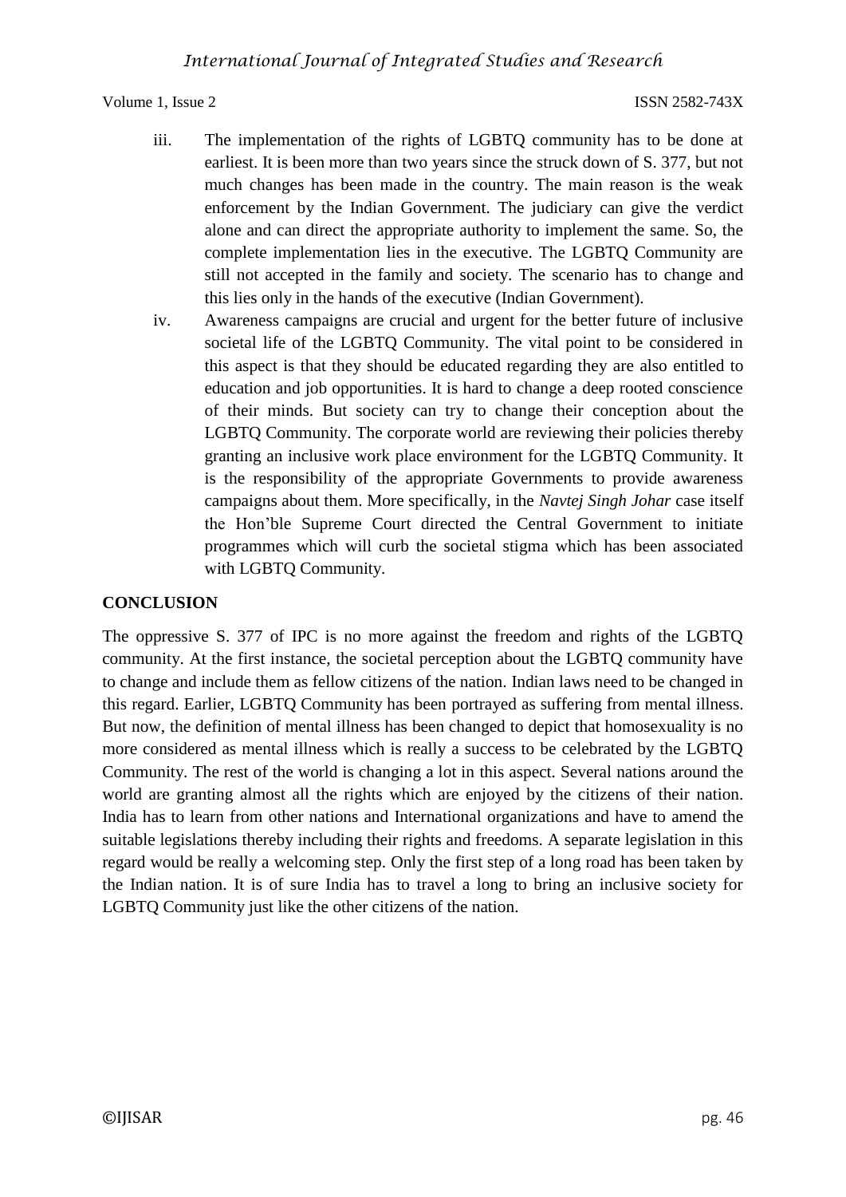iii. The implementation of the rights of LGBTQ community has to be done at earliest. It is been more than two years since the struck down of S. 377, but not much changes has been made in the country. The main reason is the weak enforcement by the Indian Government. The judiciary can give the verdict alone and can direct the appropriate authority to implement the same. So, the complete implementation lies in the executive. The LGBTQ Community are still not accepted in the family and society. The scenario has to change and this lies only in the hands of the executive (Indian Government).

iv. Awareness campaigns are crucial and urgent for the better future of inclusive societal life of the LGBTQ Community. The vital point to be considered in this aspect is that they should be educated regarding they are also entitled to education and job opportunities. It is hard to change a deep rooted conscience of their minds. But society can try to change their conception about the LGBTQ Community. The corporate world are reviewing their policies thereby granting an inclusive work place environment for the LGBTQ Community. It is the responsibility of the appropriate Governments to provide awareness campaigns about them. More specifically, in the *Navtej Singh Johar* case itself the Hon'ble Supreme Court directed the Central Government to initiate programmes which will curb the societal stigma which has been associated with LGBTQ Community.

## CONCLUSION

The oppressive S. 377 of IPC is no more against the freedom and rights of the LGBTQ community. At the first instance, the societal perception about the LGBTQ community have to change and include them as fellow citizens of the nation. Indian laws need to be changed in this regard. Earlier, LGBTQ Community has been portrayed as suffering from mental illness. But now, the definition of mental illness has been changed to depict that homosexuality is no more considered as mental illness which is really a success to be celebrated by the LGBTQ Community. The rest of the world is changing a lot in this aspect. Several nations around the world are granting almost all the rights which are enjoyed by the citizens of their nation. India has to learn from other nations and International organizations and have to amend the suitable legislations thereby including their rights and freedoms. A separate legislation in this regard would be really a welcoming step. Only the first step of a long road has been taken by the Indian nation. It is of sure India has to travel a long to bring an inclusive society for LGBTQ Community just like the other citizens of the nation.